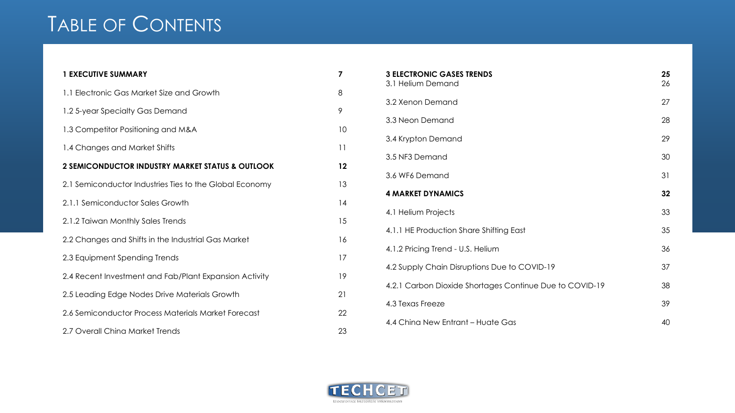# Table of Contents

| | |
|---|---|
| **1 EXECUTIVE SUMMARY** | **7** |
| 1.1 Electronic Gas Market Size and Growth | 8 |
| 1.2 5-year Specialty Gas Demand | 9 |
| 1.3 Competitor Positioning and M&A | 10 |
| 1.4 Changes and Market Shifts | 11 |
| **2 SEMICONDUCTOR INDUSTRY MARKET STATUS & OUTLOOK** | **12** |
| 2.1 Semiconductor Industries Ties to the Global Economy | 13 |
| 2.1.1 Semiconductor Sales Growth | 14 |
| 2.1.2 Taiwan Monthly Sales Trends | 15 |
| 2.2 Changes and Shifts in the Industrial Gas Market | 16 |
| 2.3 Equipment Spending Trends | 17 |
| 2.4 Recent Investment and Fab/Plant Expansion Activity | 19 |
| 2.5 Leading Edge Nodes Drive Materials Growth | 21 |
| 2.6 Semiconductor Process Materials Market Forecast | 22 |
| 2.7 Overall China Market Trends | 23 |
| **3 ELECTRONIC GASES TRENDS** | **25** |
| 3.1 Helium Demand | 26 |
| 3.2 Xenon Demand | 27 |
| 3.3 Neon Demand | 28 |
| 3.4 Krypton Demand | 29 |
| 3.5 $NF_3$ Demand | 30 |
| 3.6 $WF_6$ Demand | 31 |
| **4 MARKET DYNAMICS** | **32** |
| 4.1 Helium Projects | 33 |
| 4.1.1 HE Production Share Shifting East | 35 |
| 4.1.2 Pricing Trend - U.S. Helium | 36 |
| 4.2 Supply Chain Disruptions Due to COVID-19 | 37 |
| 4.2.1 Carbon Dioxide Shortages Continue Due to COVID-19 | 38 |
| 4.3 Texas Freeze | 39 |
| 4.4 China New Entrant – Huate Gas | 40 |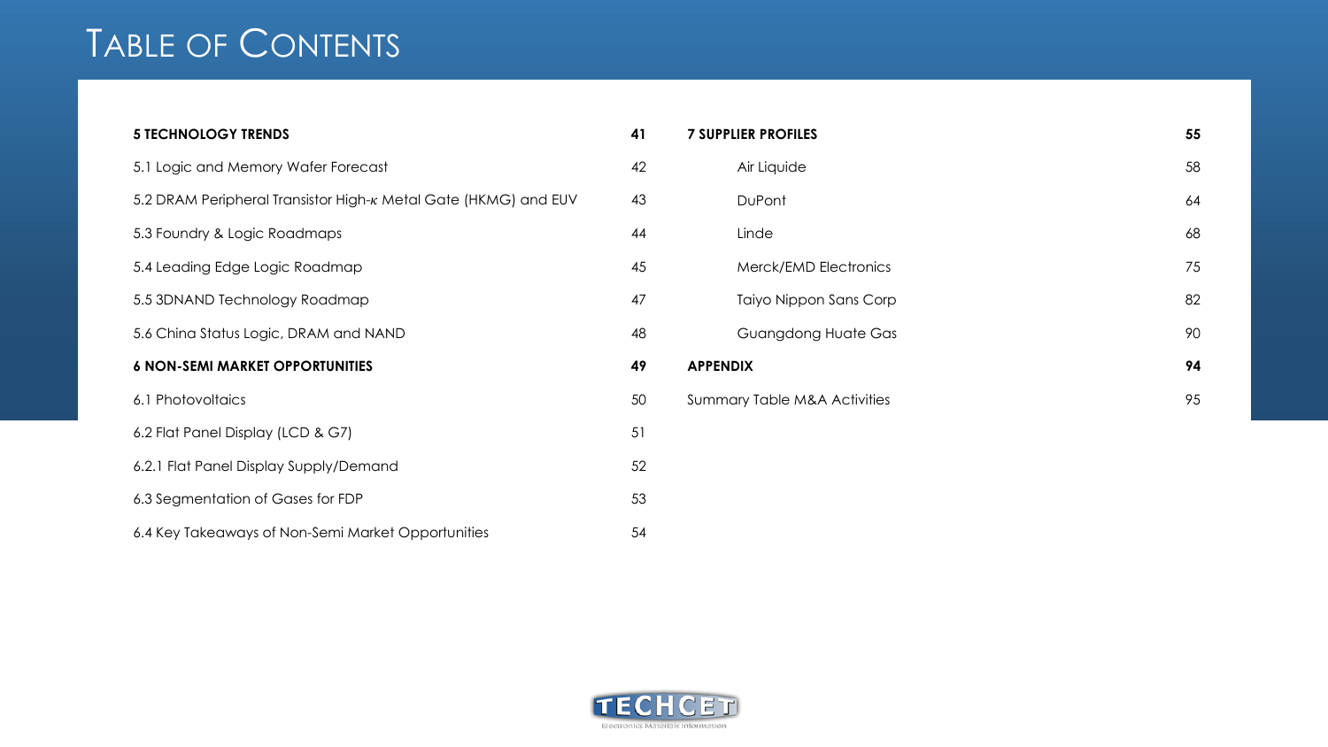# Table of Contents

| | |
|---|---|
| **5 TECHNOLOGY TRENDS** | **41** |
| 5.1 Logic and Memory Wafer Forecast | 42 |
| 5.2 DRAM Peripheral Transistor High-$\kappa$ Metal Gate (HKMG) and EUV | 43 |
| 5.3 Foundry & Logic Roadmaps | 44 |
| 5.4 Leading Edge Logic Roadmap | 45 |
| 5.5 3DNAND Technology Roadmap | 47 |
| 5.6 China Status Logic, DRAM and NAND | 48 |
| **6 NON-SEMI MARKET OPPORTUNITIES** | **49** |
| 6.1 Photovoltaics | 50 |
| 6.2 Flat Panel Display (LCD & G7) | 51 |
| 6.2.1 Flat Panel Display Supply/Demand | 52 |
| 6.3 Segmentation of Gases for FDP | 53 |
| 6.4 Key Takeaways of Non-Semi Market Opportunities | 54 |
| **7 SUPPLIER PROFILES** | **55** |
| Air Liquide | 58 |
| DuPont | 64 |
| Linde | 68 |
| Merck/EMD Electronics | 75 |
| Taiyo Nippon Sans Corp | 82 |
| Guangdong Huate Gas | 90 |
| **APPENDIX** | **94** |
| Summary Table M&A Activities | 95 |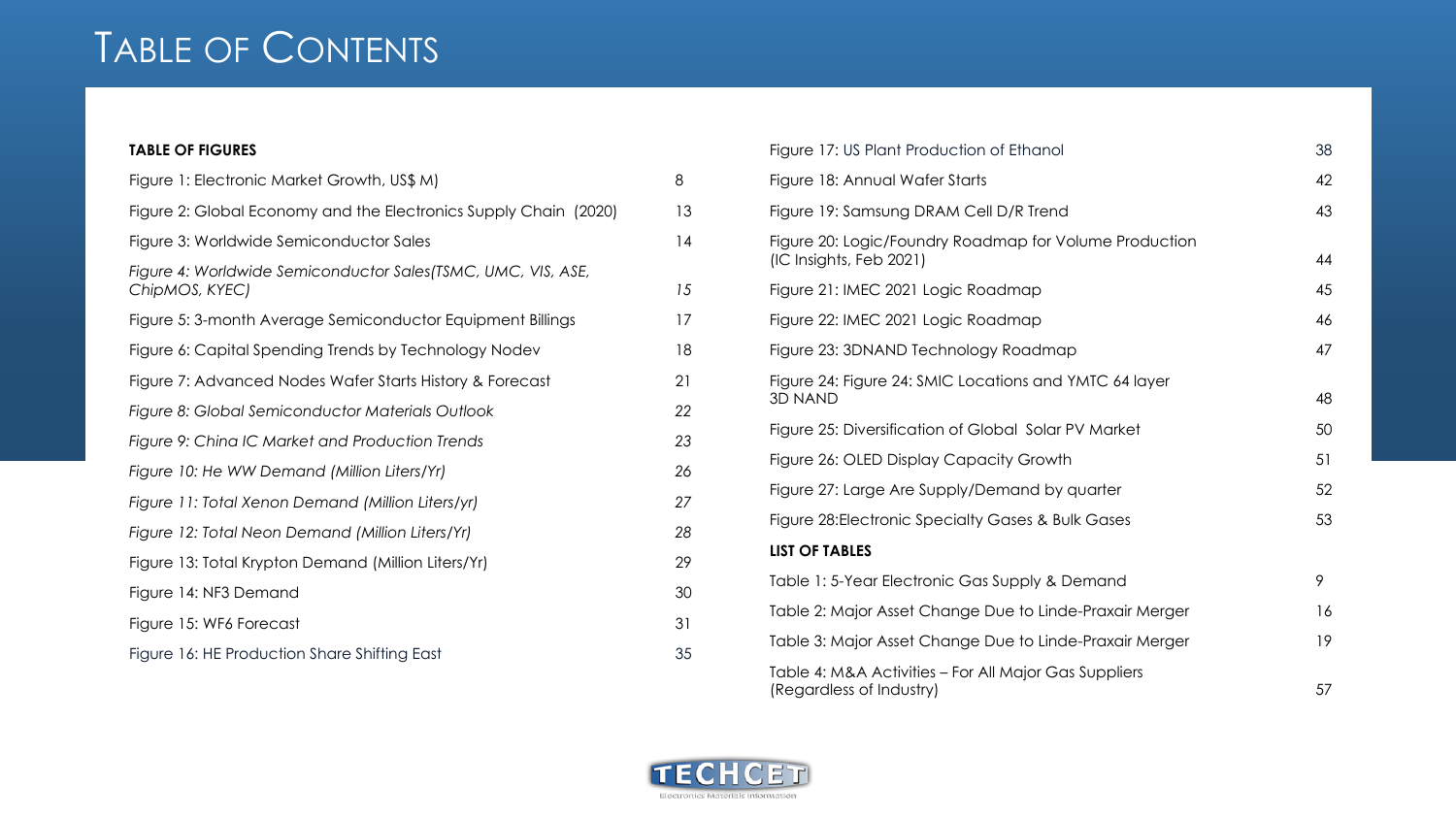# Table of Contents

**TABLE OF FIGURES**

| | |
|---|---|
| Figure 1: Electronic Market Growth, US$ M) | 8 |
| Figure 2: Global Economy and the Electronics Supply Chain (2020) | 13 |
| Figure 3: Worldwide Semiconductor Sales | 14 |
| *Figure 4: Worldwide Semiconductor Sales(TSMC, UMC, VIS, ASE, ChipMOS, KYEC)* | *15* |
| Figure 5: 3-month Average Semiconductor Equipment Billings | 17 |
| Figure 6: Capital Spending Trends by Technology Nodev | 18 |
| Figure 7: Advanced Nodes Wafer Starts History & Forecast | 21 |
| *Figure 8: Global Semiconductor Materials Outlook* | *22* |
| *Figure 9: China IC Market and Production Trends* | *23* |
| *Figure 10: He WW Demand (Million Liters/Yr)* | *26* |
| *Figure 11: Total Xenon Demand (Million Liters/yr)* | *27* |
| *Figure 12: Total Neon Demand (Million Liters/Yr)* | *28* |
| Figure 13: Total Krypton Demand (Million Liters/Yr) | 29 |
| Figure 14: NF3 Demand | 30 |
| Figure 15: WF6 Forecast | 31 |
| Figure 16: HE Production Share Shifting East | 35 |
| Figure 17: US Plant Production of Ethanol | 38 |
| Figure 18: Annual Wafer Starts | 42 |
| Figure 19: Samsung DRAM Cell D/R Trend | 43 |
| Figure 20: Logic/Foundry Roadmap for Volume Production (IC Insights, Feb 2021) | 44 |
| Figure 21: IMEC 2021 Logic Roadmap | 45 |
| Figure 22: IMEC 2021 Logic Roadmap | 46 |
| Figure 23: 3DNAND Technology Roadmap | 47 |
| Figure 24: Figure 24: SMIC Locations and YMTC 64 layer 3D NAND | 48 |
| Figure 25: Diversification of Global Solar PV Market | 50 |
| Figure 26: OLED Display Capacity Growth | 51 |
| Figure 27: Large Are Supply/Demand by quarter | 52 |
| Figure 28:Electronic Specialty Gases & Bulk Gases | 53 |

**LIST OF TABLES**

| | |
|---|---|
| Table 1: 5-Year Electronic Gas Supply & Demand | 9 |
| Table 2: Major Asset Change Due to Linde-Praxair Merger | 16 |
| Table 3: Major Asset Change Due to Linde-Praxair Merger | 19 |
| Table 4: M&A Activities – For All Major Gas Suppliers (Regardless of Industry) | 57 |